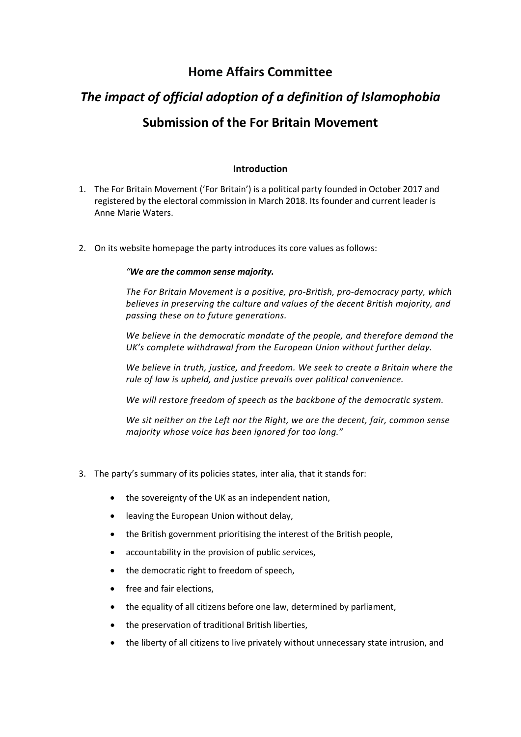# Home Affairs Committee

## *The impact of official adoption of a definition of Islamophobia*

## Submission of the For Britain Movement

### Introduction

1. The For Britain Movement ('For Britain') is a political party founded in October 2017 and registered by the electoral commission in March 2018. Its founder and current leader is Anne Marie Waters.

2. On its website homepage the party introduces its core values as follows:

   *"**We are the common sense majority.***

   *The For Britain Movement is a positive, pro-British, pro-democracy party, which believes in preserving the culture and values of the decent British majority, and passing these on to future generations.*

   *We believe in the democratic mandate of the people, and therefore demand the UK's complete withdrawal from the European Union without further delay.*

   *We believe in truth, justice, and freedom. We seek to create a Britain where the rule of law is upheld, and justice prevails over political convenience.*

   *We will restore freedom of speech as the backbone of the democratic system.*

   *We sit neither on the Left nor the Right, we are the decent, fair, common sense majority whose voice has been ignored for too long."*

3. The party's summary of its policies states, inter alia, that it stands for:

   - the sovereignty of the UK as an independent nation,
   - leaving the European Union without delay,
   - the British government prioritising the interest of the British people,
   - accountability in the provision of public services,
   - the democratic right to freedom of speech,
   - free and fair elections,
   - the equality of all citizens before one law, determined by parliament,
   - the preservation of traditional British liberties,
   - the liberty of all citizens to live privately without unnecessary state intrusion, and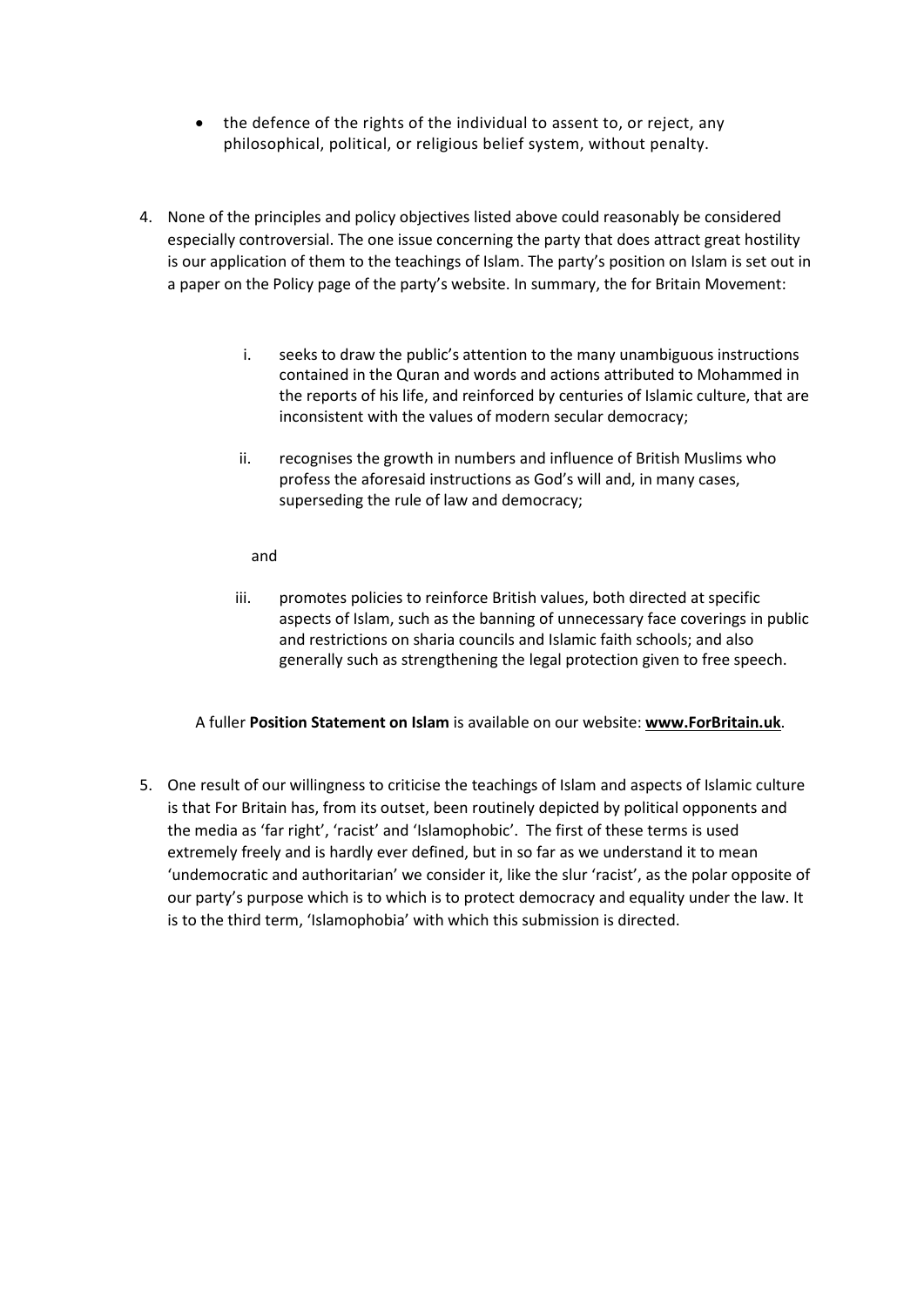- the defence of the rights of the individual to assent to, or reject, any philosophical, political, or religious belief system, without penalty.

4. None of the principles and policy objectives listed above could reasonably be considered especially controversial. The one issue concerning the party that does attract great hostility is our application of them to the teachings of Islam. The party's position on Islam is set out in a paper on the Policy page of the party's website. In summary, the for Britain Movement:

   i. seeks to draw the public's attention to the many unambiguous instructions contained in the Quran and words and actions attributed to Mohammed in the reports of his life, and reinforced by centuries of Islamic culture, that are inconsistent with the values of modern secular democracy;

   ii. recognises the growth in numbers and influence of British Muslims who profess the aforesaid instructions as God's will and, in many cases, superseding the rule of law and democracy;

   and

   iii. promotes policies to reinforce British values, both directed at specific aspects of Islam, such as the banning of unnecessary face coverings in public and restrictions on sharia councils and Islamic faith schools; and also generally such as strengthening the legal protection given to free speech.

   A fuller **Position Statement on Islam** is available on our website: **www.ForBritain.uk**.

5. One result of our willingness to criticise the teachings of Islam and aspects of Islamic culture is that For Britain has, from its outset, been routinely depicted by political opponents and the media as 'far right', 'racist' and 'Islamophobic'. The first of these terms is used extremely freely and is hardly ever defined, but in so far as we understand it to mean 'undemocratic and authoritarian' we consider it, like the slur 'racist', as the polar opposite of our party's purpose which is to which is to protect democracy and equality under the law. It is to the third term, 'Islamophobia' with which this submission is directed.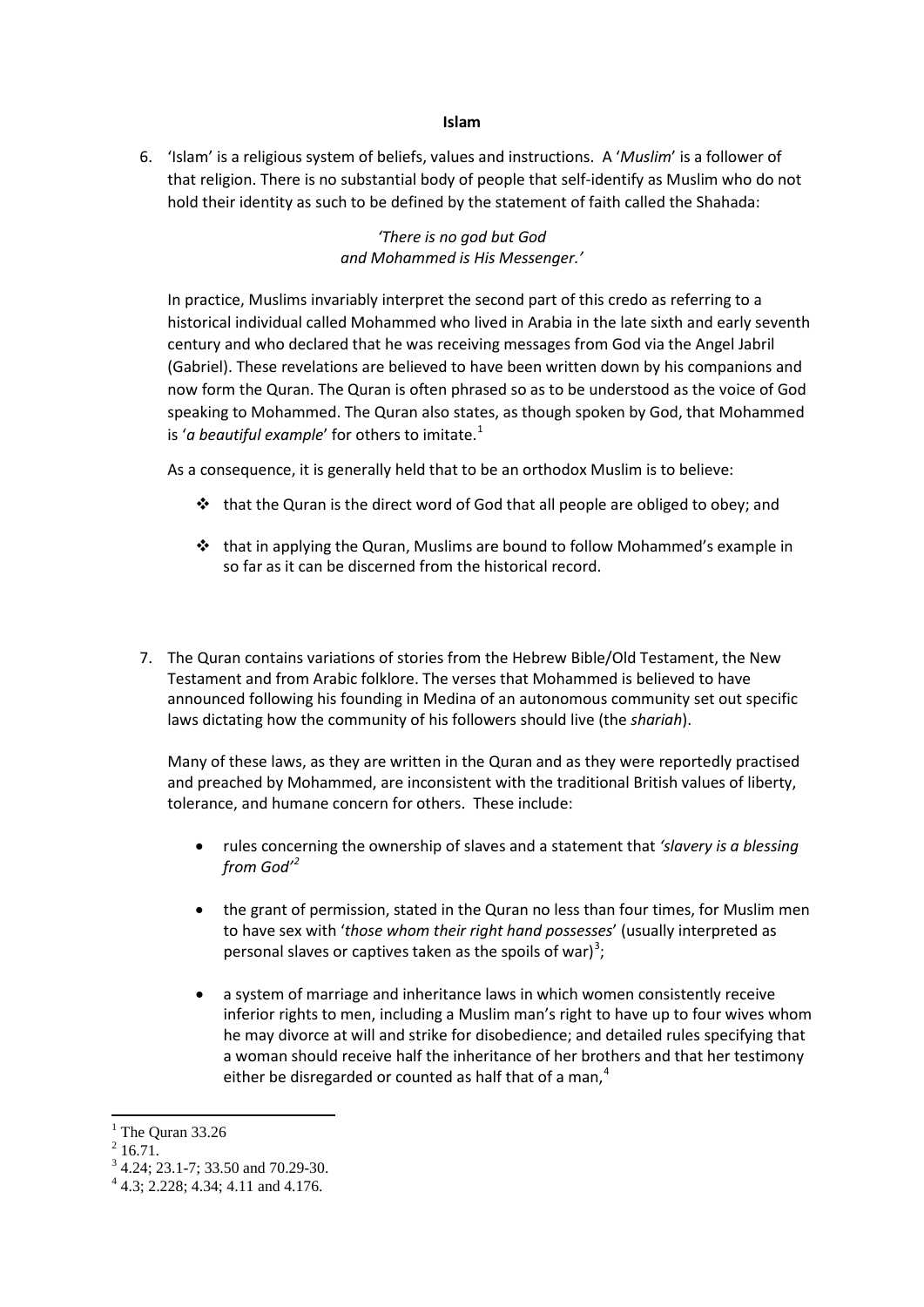**Islam**

6. 'Islam' is a religious system of beliefs, values and instructions. A '*Muslim*' is a follower of that religion. There is no substantial body of people that self-identify as Muslim who do not hold their identity as such to be defined by the statement of faith called the Shahada:

   *'There is no god but God*
   *and Mohammed is His Messenger.'*

   In practice, Muslims invariably interpret the second part of this credo as referring to a historical individual called Mohammed who lived in Arabia in the late sixth and early seventh century and who declared that he was receiving messages from God via the Angel Jabril (Gabriel). These revelations are believed to have been written down by his companions and now form the Quran. The Quran is often phrased so as to be understood as the voice of God speaking to Mohammed. The Quran also states, as though spoken by God, that Mohammed is '*a beautiful example*' for others to imitate.[1]

   As a consequence, it is generally held that to be an orthodox Muslim is to believe:

   - that the Quran is the direct word of God that all people are obliged to obey; and
   - that in applying the Quran, Muslims are bound to follow Mohammed's example in so far as it can be discerned from the historical record.

7. The Quran contains variations of stories from the Hebrew Bible/Old Testament, the New Testament and from Arabic folklore. The verses that Mohammed is believed to have announced following his founding in Medina of an autonomous community set out specific laws dictating how the community of his followers should live (the *shariah*).

   Many of these laws, as they are written in the Quran and as they were reportedly practised and preached by Mohammed, are inconsistent with the traditional British values of liberty, tolerance, and humane concern for others. These include:

   - rules concerning the ownership of slaves and a statement that *'slavery is a blessing from God'*[2]
   - the grant of permission, stated in the Quran no less than four times, for Muslim men to have sex with '*those whom their right hand possesses*' (usually interpreted as personal slaves or captives taken as the spoils of war)[3];
   - a system of marriage and inheritance laws in which women consistently receive inferior rights to men, including a Muslim man's right to have up to four wives whom he may divorce at will and strike for disobedience; and detailed rules specifying that a woman should receive half the inheritance of her brothers and that her testimony either be disregarded or counted as half that of a man,[4]

---

[1] The Quran 33.26

[2] 16.71.

[3] 4.24; 23.1-7; 33.50 and 70.29-30.

[4] 4.3; 2.228; 4.34; 4.11 and 4.176.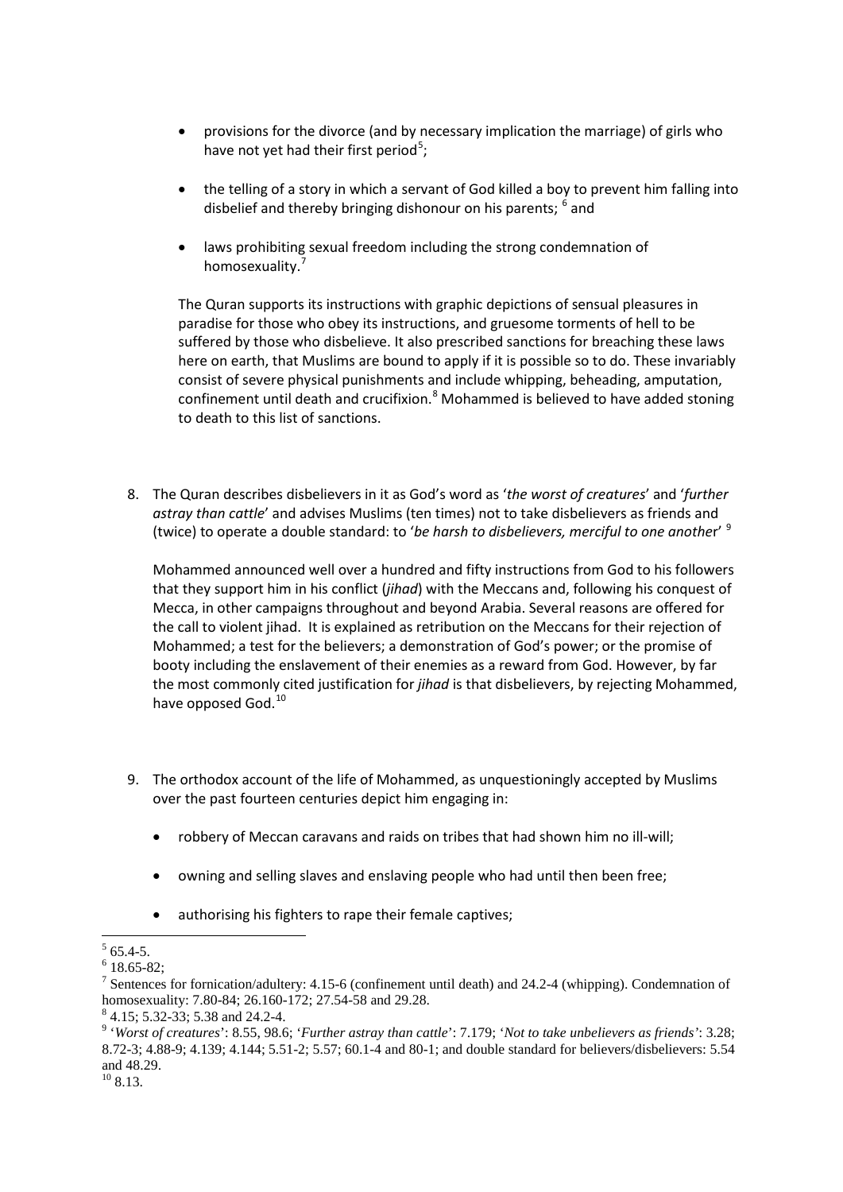- provisions for the divorce (and by necessary implication the marriage) of girls who have not yet had their first period[5];

- the telling of a story in which a servant of God killed a boy to prevent him falling into disbelief and thereby bringing dishonour on his parents; [6] and

- laws prohibiting sexual freedom including the strong condemnation of homosexuality.[7]

The Quran supports its instructions with graphic depictions of sensual pleasures in paradise for those who obey its instructions, and gruesome torments of hell to be suffered by those who disbelieve. It also prescribed sanctions for breaching these laws here on earth, that Muslims are bound to apply if it is possible so to do. These invariably consist of severe physical punishments and include whipping, beheading, amputation, confinement until death and crucifixion.[8] Mohammed is believed to have added stoning to death to this list of sanctions.

8. The Quran describes disbelievers in it as God's word as '*the worst of creatures*' and '*further astray than cattle*' and advises Muslims (ten times) not to take disbelievers as friends and (twice) to operate a double standard: to '*be harsh to disbelievers, merciful to one another*' [9]

   Mohammed announced well over a hundred and fifty instructions from God to his followers that they support him in his conflict (*jihad*) with the Meccans and, following his conquest of Mecca, in other campaigns throughout and beyond Arabia. Several reasons are offered for the call to violent jihad. It is explained as retribution on the Meccans for their rejection of Mohammed; a test for the believers; a demonstration of God's power; or the promise of booty including the enslavement of their enemies as a reward from God. However, by far the most commonly cited justification for *jihad* is that disbelievers, by rejecting Mohammed, have opposed God.[10]

9. The orthodox account of the life of Mohammed, as unquestioningly accepted by Muslims over the past fourteen centuries depict him engaging in:

   - robbery of Meccan caravans and raids on tribes that had shown him no ill-will;

   - owning and selling slaves and enslaving people who had until then been free;

   - authorising his fighters to rape their female captives;

---

[5] 65.4-5.

[6] 18.65-82;

[7] Sentences for fornication/adultery: 4.15-6 (confinement until death) and 24.2-4 (whipping). Condemnation of homosexuality: 7.80-84; 26.160-172; 27.54-58 and 29.28.

[8] 4.15; 5.32-33; 5.38 and 24.2-4.

[9] '*Worst of creatures*': 8.55, 98.6; '*Further astray than cattle*': 7.179; '*Not to take unbelievers as friends'*: 3.28; 8.72-3; 4.88-9; 4.139; 4.144; 5.51-2; 5.57; 60.1-4 and 80-1; and double standard for believers/disbelievers: 5.54 and 48.29.

[10] 8.13.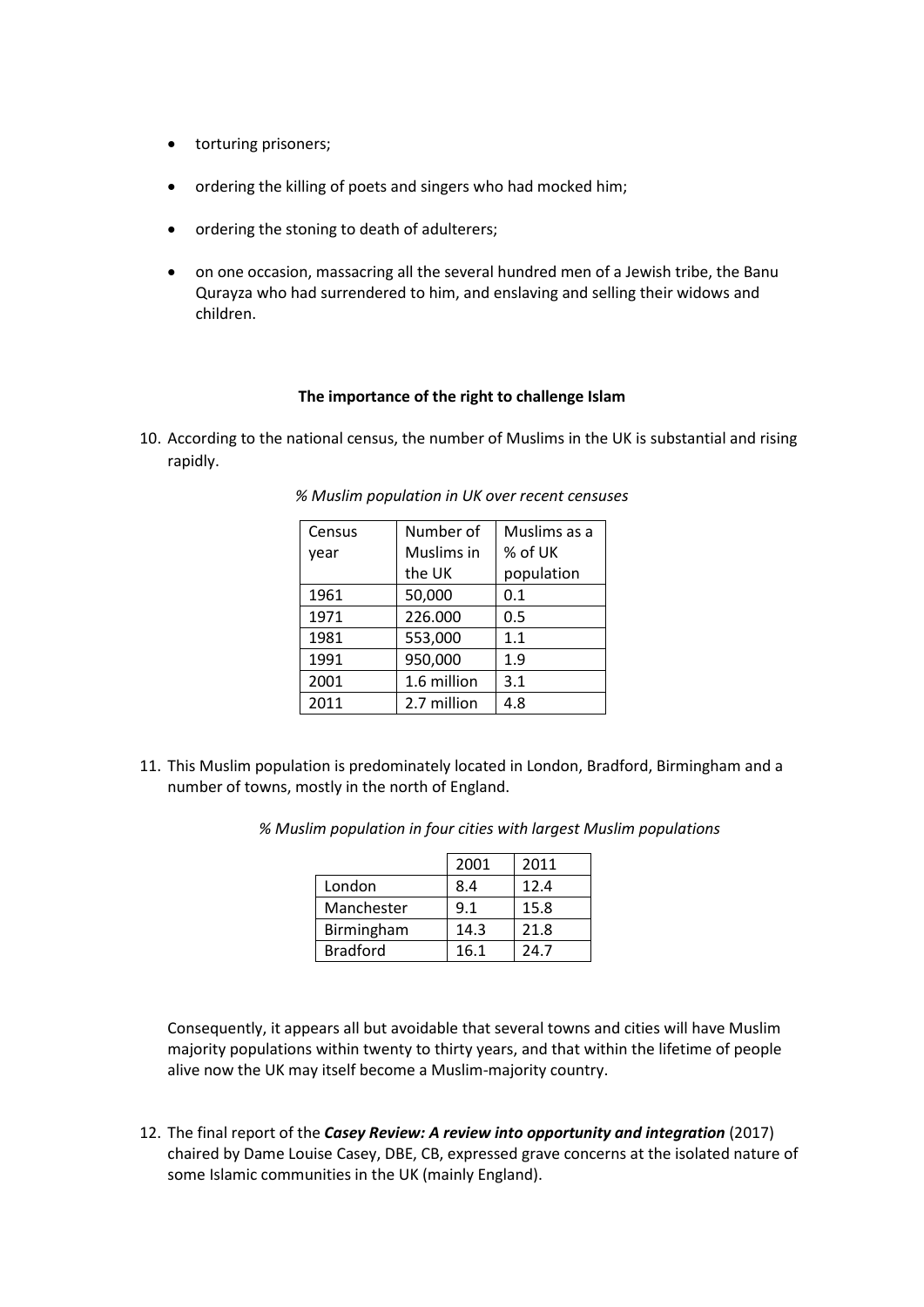- torturing prisoners;
- ordering the killing of poets and singers who had mocked him;
- ordering the stoning to death of adulterers;
- on one occasion, massacring all the several hundred men of a Jewish tribe, the Banu Qurayza who had surrendered to him, and enslaving and selling their widows and children.

**The importance of the right to challenge Islam**

10. According to the national census, the number of Muslims in the UK is substantial and rising rapidly.

*% Muslim population in UK over recent censuses*

| Census year | Number of Muslims in the UK | Muslims as a % of UK population |
|---|---|---|
| 1961 | 50,000 | 0.1 |
| 1971 | 226.000 | 0.5 |
| 1981 | 553,000 | 1.1 |
| 1991 | 950,000 | 1.9 |
| 2001 | 1.6 million | 3.1 |
| 2011 | 2.7 million | 4.8 |

11. This Muslim population is predominately located in London, Bradford, Birmingham and a number of towns, mostly in the north of England.

*% Muslim population in four cities with largest Muslim populations*

| | 2001 | 2011 |
|---|---|---|
| London | 8.4 | 12.4 |
| Manchester | 9.1 | 15.8 |
| Birmingham | 14.3 | 21.8 |
| Bradford | 16.1 | 24.7 |

Consequently, it appears all but avoidable that several towns and cities will have Muslim majority populations within twenty to thirty years, and that within the lifetime of people alive now the UK may itself become a Muslim-majority country.

12. The final report of the ***Casey Review: A review into opportunity and integration*** (2017) chaired by Dame Louise Casey, DBE, CB, expressed grave concerns at the isolated nature of some Islamic communities in the UK (mainly England).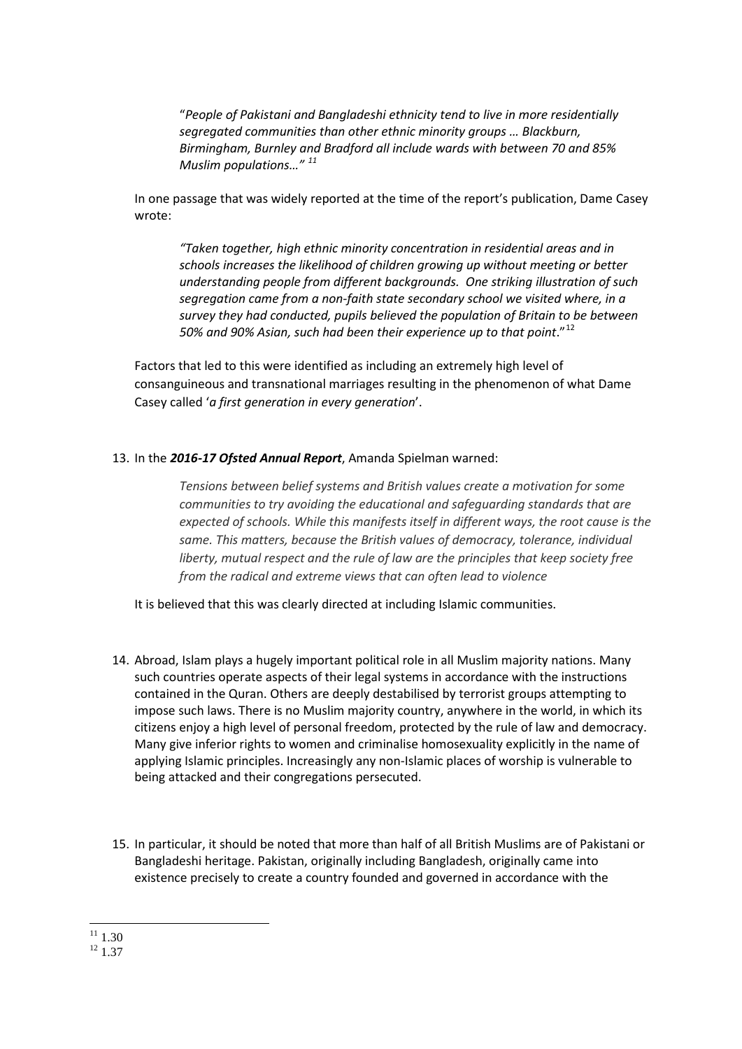> "*People of Pakistani and Bangladeshi ethnicity tend to live in more residentially segregated communities than other ethnic minority groups … Blackburn, Birmingham, Burnley and Bradford all include wards with between 70 and 85% Muslim populations…"* [11]

In one passage that was widely reported at the time of the report's publication, Dame Casey wrote:

> *"Taken together, high ethnic minority concentration in residential areas and in schools increases the likelihood of children growing up without meeting or better understanding people from different backgrounds. One striking illustration of such segregation came from a non-faith state secondary school we visited where, in a survey they had conducted, pupils believed the population of Britain to be between 50% and 90% Asian, such had been their experience up to that point*." [12]

Factors that led to this were identified as including an extremely high level of consanguineous and transnational marriages resulting in the phenomenon of what Dame Casey called '*a first generation in every generation*'.

13. In the ***2016-17 Ofsted Annual Report***, Amanda Spielman warned:

    > *Tensions between belief systems and British values create a motivation for some communities to try avoiding the educational and safeguarding standards that are expected of schools. While this manifests itself in different ways, the root cause is the same. This matters, because the British values of democracy, tolerance, individual liberty, mutual respect and the rule of law are the principles that keep society free from the radical and extreme views that can often lead to violence*

    It is believed that this was clearly directed at including Islamic communities.

14. Abroad, Islam plays a hugely important political role in all Muslim majority nations. Many such countries operate aspects of their legal systems in accordance with the instructions contained in the Quran. Others are deeply destabilised by terrorist groups attempting to impose such laws. There is no Muslim majority country, anywhere in the world, in which its citizens enjoy a high level of personal freedom, protected by the rule of law and democracy. Many give inferior rights to women and criminalise homosexuality explicitly in the name of applying Islamic principles. Increasingly any non-Islamic places of worship is vulnerable to being attacked and their congregations persecuted.

15. In particular, it should be noted that more than half of all British Muslims are of Pakistani or Bangladeshi heritage. Pakistan, originally including Bangladesh, originally came into existence precisely to create a country founded and governed in accordance with the

---

[11] 1.30

[12] 1.37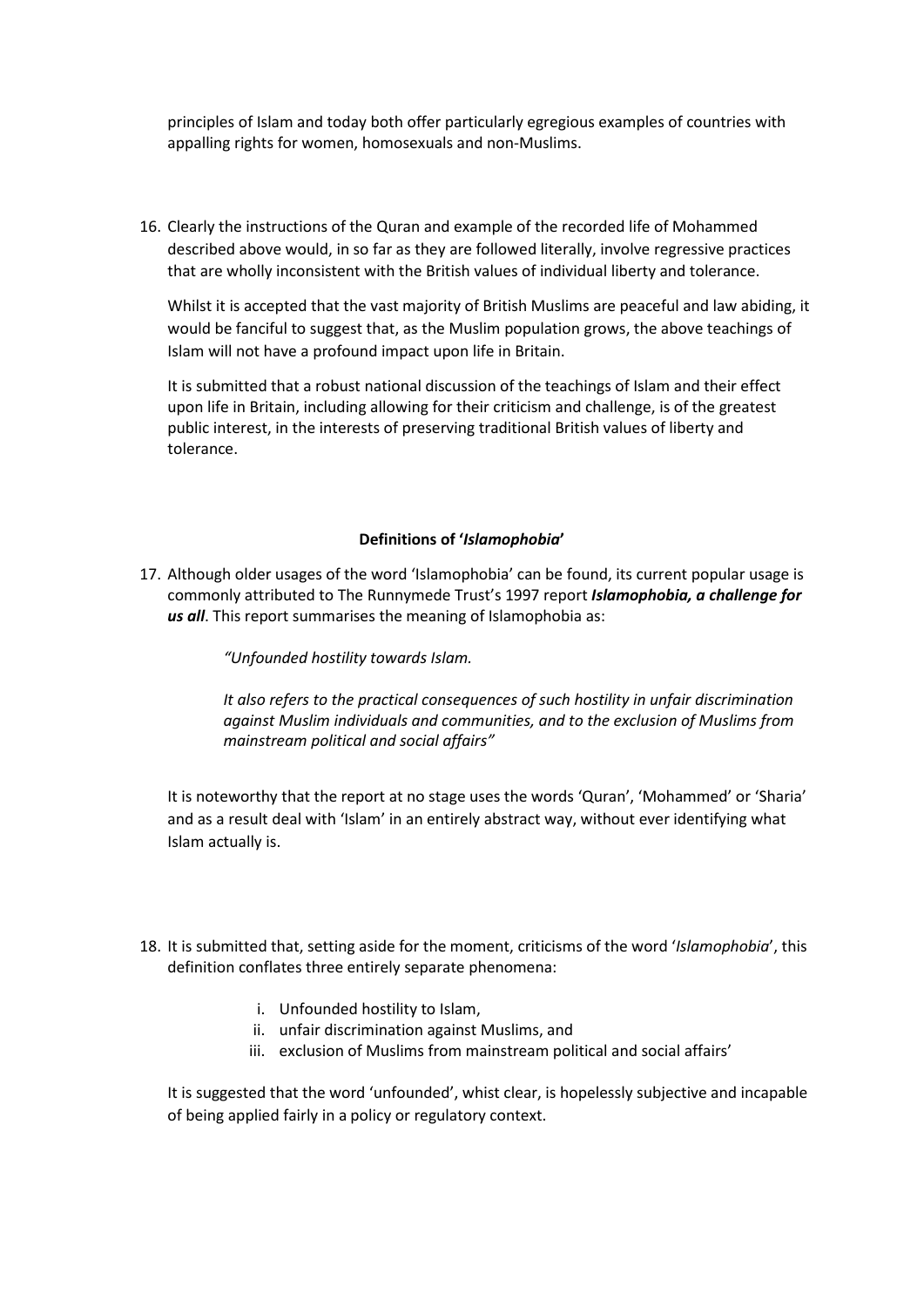principles of Islam and today both offer particularly egregious examples of countries with appalling rights for women, homosexuals and non-Muslims.

16. Clearly the instructions of the Quran and example of the recorded life of Mohammed described above would, in so far as they are followed literally, involve regressive practices that are wholly inconsistent with the British values of individual liberty and tolerance.

    Whilst it is accepted that the vast majority of British Muslims are peaceful and law abiding, it would be fanciful to suggest that, as the Muslim population grows, the above teachings of Islam will not have a profound impact upon life in Britain.

    It is submitted that a robust national discussion of the teachings of Islam and their effect upon life in Britain, including allowing for their criticism and challenge, is of the greatest public interest, in the interests of preserving traditional British values of liberty and tolerance.

### Definitions of '*Islamophobia*'

17. Although older usages of the word 'Islamophobia' can be found, its current popular usage is commonly attributed to The Runnymede Trust's 1997 report ***Islamophobia, a challenge for us all***. This report summarises the meaning of Islamophobia as:

    > *"Unfounded hostility towards Islam.*
    >
    > *It also refers to the practical consequences of such hostility in unfair discrimination against Muslim individuals and communities, and to the exclusion of Muslims from mainstream political and social affairs"*

    It is noteworthy that the report at no stage uses the words 'Quran', 'Mohammed' or 'Sharia' and as a result deal with 'Islam' in an entirely abstract way, without ever identifying what Islam actually is.

18. It is submitted that, setting aside for the moment, criticisms of the word '*Islamophobia*', this definition conflates three entirely separate phenomena:

    i. Unfounded hostility to Islam,
    ii. unfair discrimination against Muslims, and
    iii. exclusion of Muslims from mainstream political and social affairs'

    It is suggested that the word 'unfounded', whist clear, is hopelessly subjective and incapable of being applied fairly in a policy or regulatory context.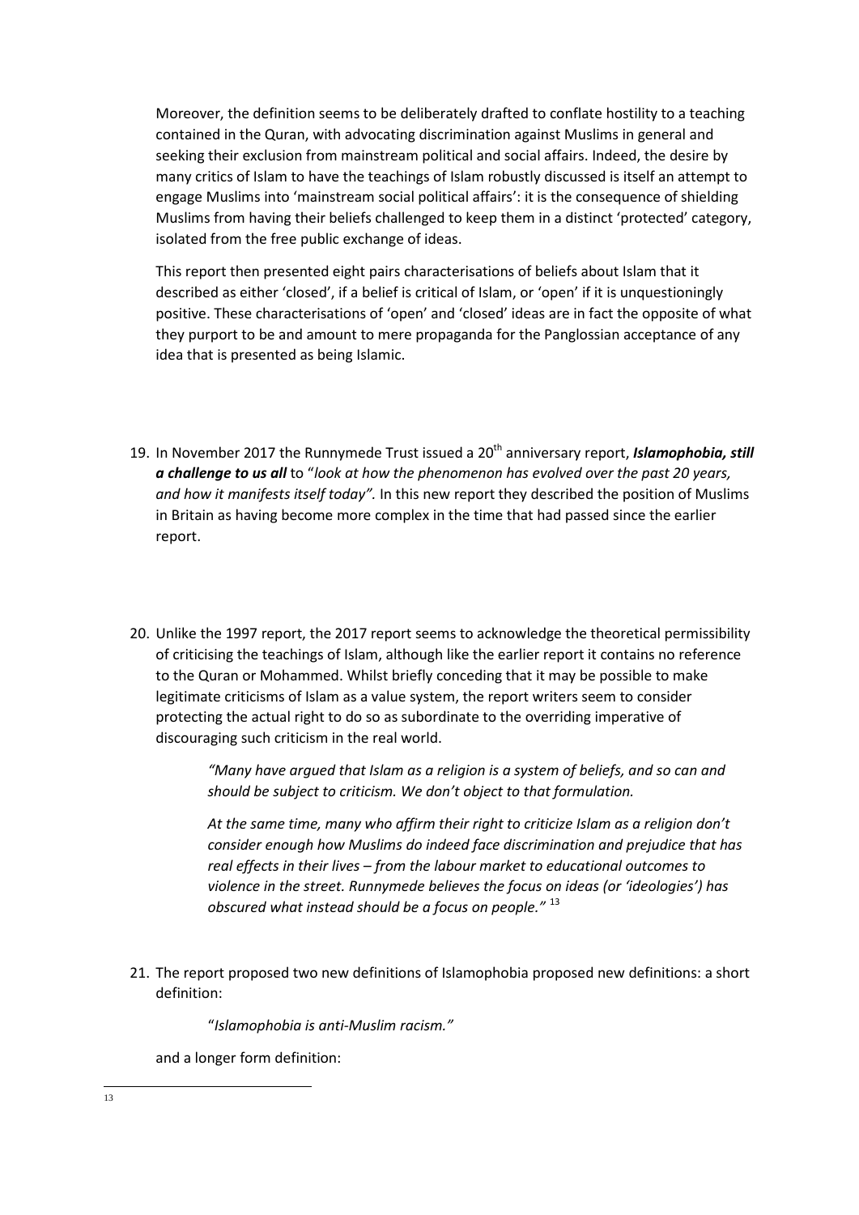Moreover, the definition seems to be deliberately drafted to conflate hostility to a teaching contained in the Quran, with advocating discrimination against Muslims in general and seeking their exclusion from mainstream political and social affairs. Indeed, the desire by many critics of Islam to have the teachings of Islam robustly discussed is itself an attempt to engage Muslims into 'mainstream social political affairs': it is the consequence of shielding Muslims from having their beliefs challenged to keep them in a distinct 'protected' category, isolated from the free public exchange of ideas.

This report then presented eight pairs characterisations of beliefs about Islam that it described as either 'closed', if a belief is critical of Islam, or 'open' if it is unquestioningly positive. These characterisations of 'open' and 'closed' ideas are in fact the opposite of what they purport to be and amount to mere propaganda for the Panglossian acceptance of any idea that is presented as being Islamic.

19. In November 2017 the Runnymede Trust issued a 20th anniversary report, ***Islamophobia, still a challenge to us all*** to "*look at how the phenomenon has evolved over the past 20 years, and how it manifests itself today".* In this new report they described the position of Muslims in Britain as having become more complex in the time that had passed since the earlier report.

20. Unlike the 1997 report, the 2017 report seems to acknowledge the theoretical permissibility of criticising the teachings of Islam, although like the earlier report it contains no reference to the Quran or Mohammed. Whilst briefly conceding that it may be possible to make legitimate criticisms of Islam as a value system, the report writers seem to consider protecting the actual right to do so as subordinate to the overriding imperative of discouraging such criticism in the real world.

    *"Many have argued that Islam as a religion is a system of beliefs, and so can and should be subject to criticism. We don't object to that formulation.*

    *At the same time, many who affirm their right to criticize Islam as a religion don't consider enough how Muslims do indeed face discrimination and prejudice that has real effects in their lives – from the labour market to educational outcomes to violence in the street. Runnymede believes the focus on ideas (or 'ideologies') has obscured what instead should be a focus on people."* [13]

21. The report proposed two new definitions of Islamophobia proposed new definitions: a short definition:

    "*Islamophobia is anti-Muslim racism."*

    and a longer form definition:

---

13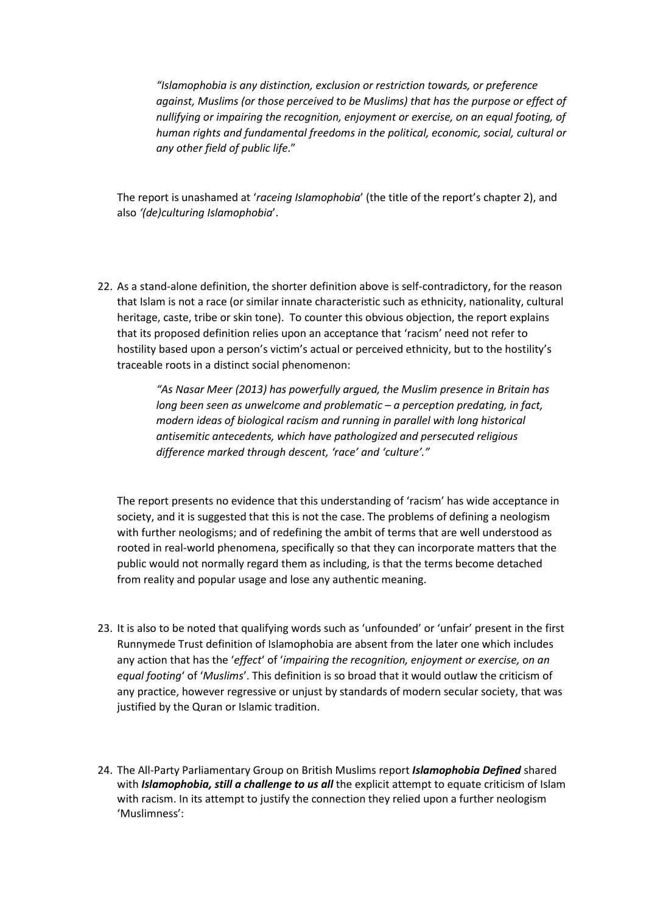> *"Islamophobia is any distinction, exclusion or restriction towards, or preference against, Muslims (or those perceived to be Muslims) that has the purpose or effect of nullifying or impairing the recognition, enjoyment or exercise, on an equal footing, of human rights and fundamental freedoms in the political, economic, social, cultural or any other field of public life*."

The report is unashamed at '*raceing Islamophobia*' (the title of the report's chapter 2), and also *'(de)culturing Islamophobia*'.

22. As a stand-alone definition, the shorter definition above is self-contradictory, for the reason that Islam is not a race (or similar innate characteristic such as ethnicity, nationality, cultural heritage, caste, tribe or skin tone). To counter this obvious objection, the report explains that its proposed definition relies upon an acceptance that 'racism' need not refer to hostility based upon a person's victim's actual or perceived ethnicity, but to the hostility's traceable roots in a distinct social phenomenon:

    > *"As Nasar Meer (2013) has powerfully argued, the Muslim presence in Britain has long been seen as unwelcome and problematic – a perception predating, in fact, modern ideas of biological racism and running in parallel with long historical antisemitic antecedents, which have pathologized and persecuted religious difference marked through descent, 'race' and 'culture'."*

    The report presents no evidence that this understanding of 'racism' has wide acceptance in society, and it is suggested that this is not the case. The problems of defining a neologism with further neologisms; and of redefining the ambit of terms that are well understood as rooted in real-world phenomena, specifically so that they can incorporate matters that the public would not normally regard them as including, is that the terms become detached from reality and popular usage and lose any authentic meaning.

23. It is also to be noted that qualifying words such as 'unfounded' or 'unfair' present in the first Runnymede Trust definition of Islamophobia are absent from the later one which includes any action that has the '*effect*' of '*impairing the recognition, enjoyment or exercise, on an equal footing*' of '*Muslims*'. This definition is so broad that it would outlaw the criticism of any practice, however regressive or unjust by standards of modern secular society, that was justified by the Quran or Islamic tradition.

24. The All-Party Parliamentary Group on British Muslims report ***Islamophobia Defined*** shared with ***Islamophobia, still a challenge to us all*** the explicit attempt to equate criticism of Islam with racism. In its attempt to justify the connection they relied upon a further neologism 'Muslimness':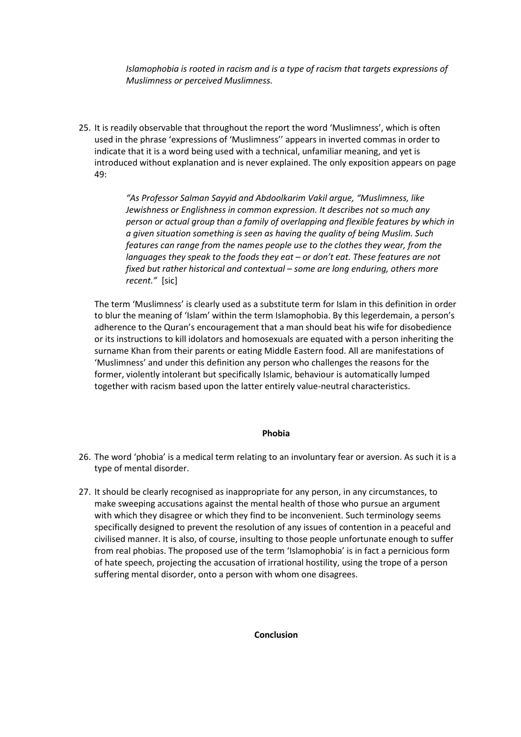> *Islamophobia is rooted in racism and is a type of racism that targets expressions of Muslimness or perceived Muslimness.*

25. It is readily observable that throughout the report the word 'Muslimness', which is often used in the phrase 'expressions of 'Muslimness'' appears in inverted commas in order to indicate that it is a word being used with a technical, unfamiliar meaning, and yet is introduced without explanation and is never explained. The only exposition appears on page 49:

    > *"As Professor Salman Sayyid and Abdoolkarim Vakil argue, "Muslimness, like Jewishness or Englishness in common expression. It describes not so much any person or actual group than a family of overlapping and flexible features by which in a given situation something is seen as having the quality of being Muslim. Such features can range from the names people use to the clothes they wear, from the languages they speak to the foods they eat – or don't eat. These features are not fixed but rather historical and contextual – some are long enduring, others more recent."* [sic]

    The term 'Muslimness' is clearly used as a substitute term for Islam in this definition in order to blur the meaning of 'Islam' within the term Islamophobia. By this legerdemain, a person's adherence to the Quran's encouragement that a man should beat his wife for disobedience or its instructions to kill idolators and homosexuals are equated with a person inheriting the surname Khan from their parents or eating Middle Eastern food. All are manifestations of 'Muslimness' and under this definition any person who challenges the reasons for the former, violently intolerant but specifically Islamic, behaviour is automatically lumped together with racism based upon the latter entirely value-neutral characteristics.

**Phobia**

26. The word 'phobia' is a medical term relating to an involuntary fear or aversion. As such it is a type of mental disorder.

27. It should be clearly recognised as inappropriate for any person, in any circumstances, to make sweeping accusations against the mental health of those who pursue an argument with which they disagree or which they find to be inconvenient. Such terminology seems specifically designed to prevent the resolution of any issues of contention in a peaceful and civilised manner. It is also, of course, insulting to those people unfortunate enough to suffer from real phobias. The proposed use of the term 'Islamophobia' is in fact a pernicious form of hate speech, projecting the accusation of irrational hostility, using the trope of a person suffering mental disorder, onto a person with whom one disagrees.

**Conclusion**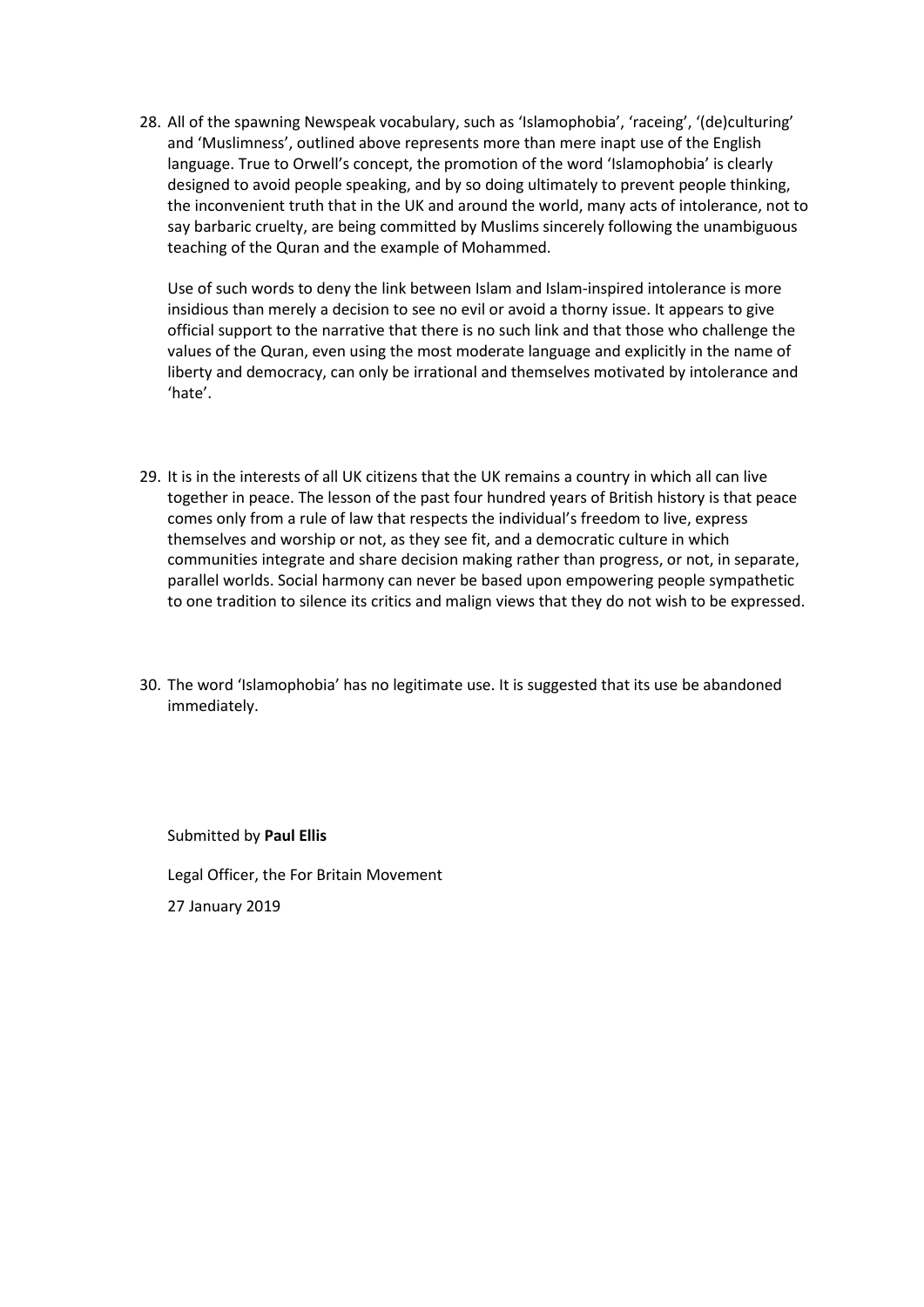28. All of the spawning Newspeak vocabulary, such as 'Islamophobia', 'raceing', '(de)culturing' and 'Muslimness', outlined above represents more than mere inapt use of the English language. True to Orwell's concept, the promotion of the word 'Islamophobia' is clearly designed to avoid people speaking, and by so doing ultimately to prevent people thinking, the inconvenient truth that in the UK and around the world, many acts of intolerance, not to say barbaric cruelty, are being committed by Muslims sincerely following the unambiguous teaching of the Quran and the example of Mohammed.

    Use of such words to deny the link between Islam and Islam-inspired intolerance is more insidious than merely a decision to see no evil or avoid a thorny issue. It appears to give official support to the narrative that there is no such link and that those who challenge the values of the Quran, even using the most moderate language and explicitly in the name of liberty and democracy, can only be irrational and themselves motivated by intolerance and 'hate'.

29. It is in the interests of all UK citizens that the UK remains a country in which all can live together in peace. The lesson of the past four hundred years of British history is that peace comes only from a rule of law that respects the individual's freedom to live, express themselves and worship or not, as they see fit, and a democratic culture in which communities integrate and share decision making rather than progress, or not, in separate, parallel worlds. Social harmony can never be based upon empowering people sympathetic to one tradition to silence its critics and malign views that they do not wish to be expressed.

30. The word 'Islamophobia' has no legitimate use. It is suggested that its use be abandoned immediately.

Submitted by **Paul Ellis**

Legal Officer, the For Britain Movement

27 January 2019